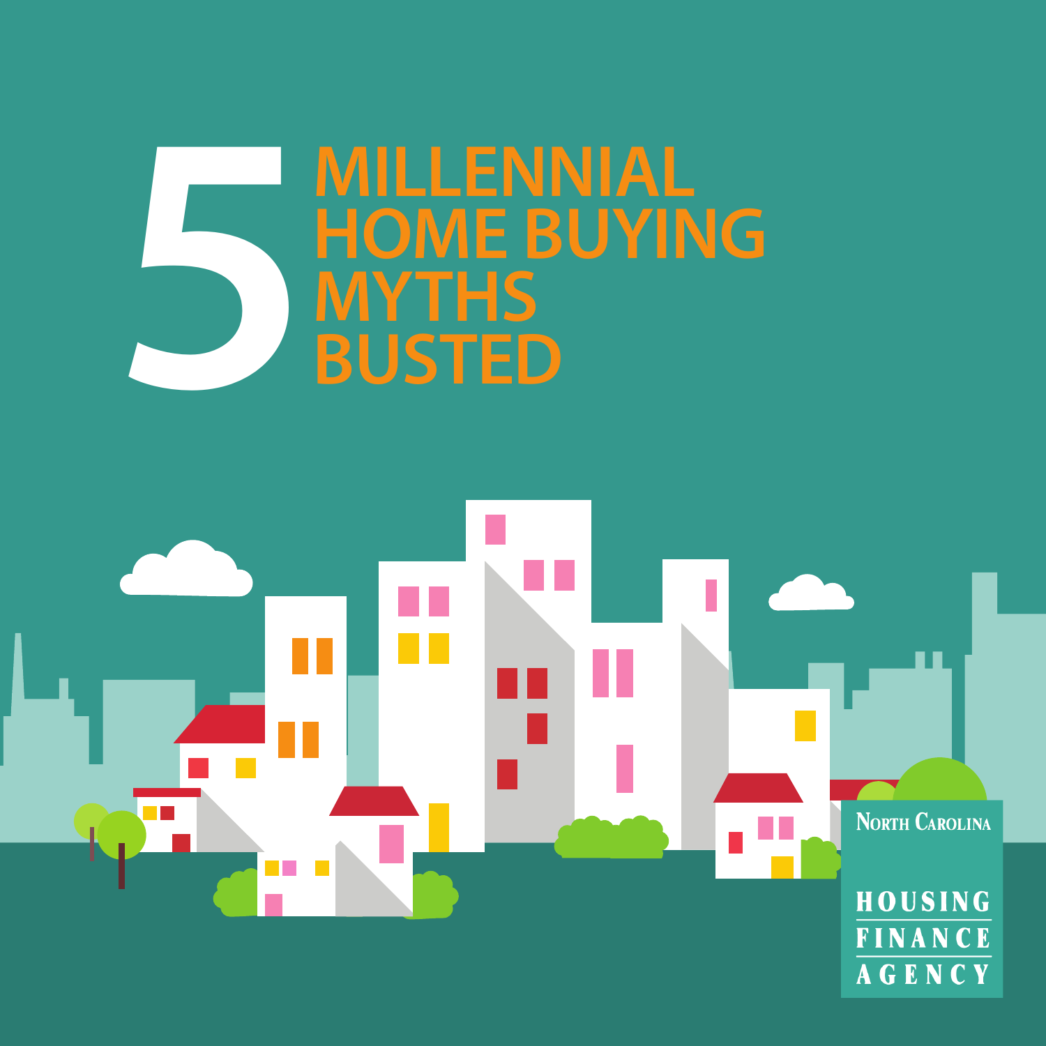# 5 MILLENNIAL HOME BUYING MYTHS BUSTED

North Carolina

HOUSING FINANCE AGENCY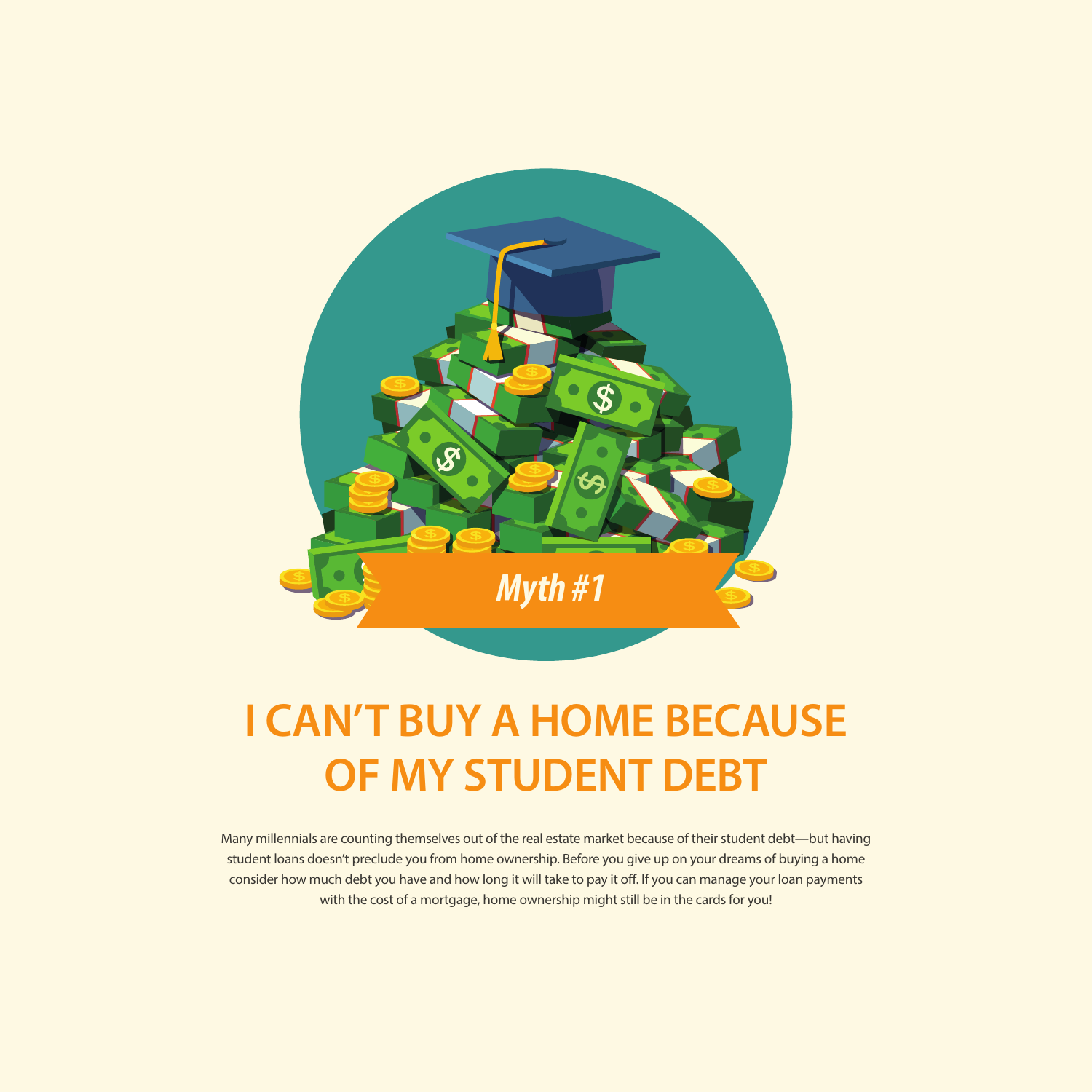*Myth #1*

# I CAN'T BUY A HOME BECAUSE OF MY STUDENT DEBT

Many millennials are counting themselves out of the real estate market because of their student debt—but having student loans doesn't preclude you from home ownership. Before you give up on your dreams of buying a home consider how much debt you have and how long it will take to pay it off. If you can manage your loan payments with the cost of a mortgage, home ownership might still be in the cards for you!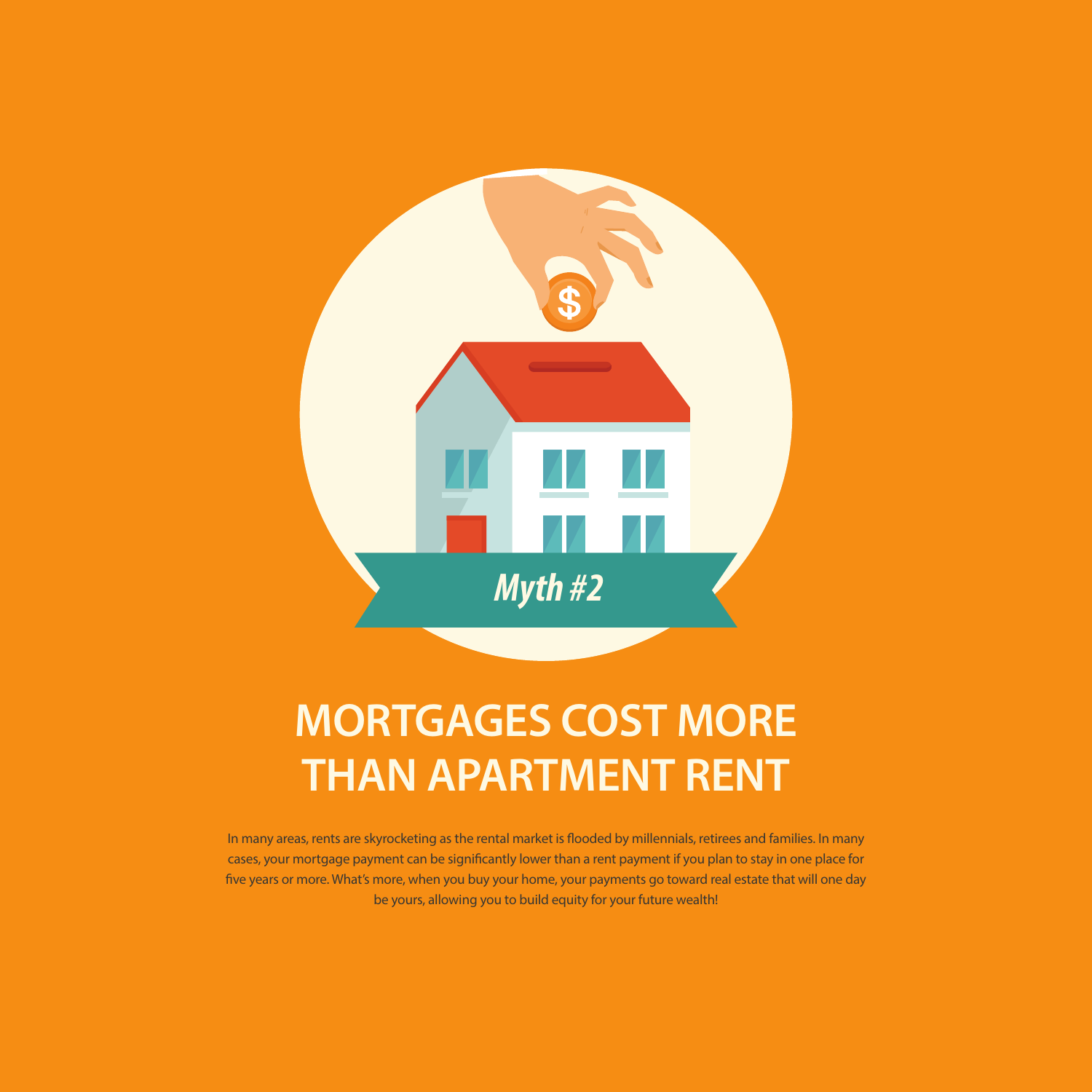*Myth #2*

# MORTGAGES COST MORE THAN APARTMENT RENT

In many areas, rents are skyrocketing as the rental market is flooded by millennials, retirees and families. In many cases, your mortgage payment can be significantly lower than a rent payment if you plan to stay in one place for five years or more. What's more, when you buy your home, your payments go toward real estate that will one day be yours, allowing you to build equity for your future wealth!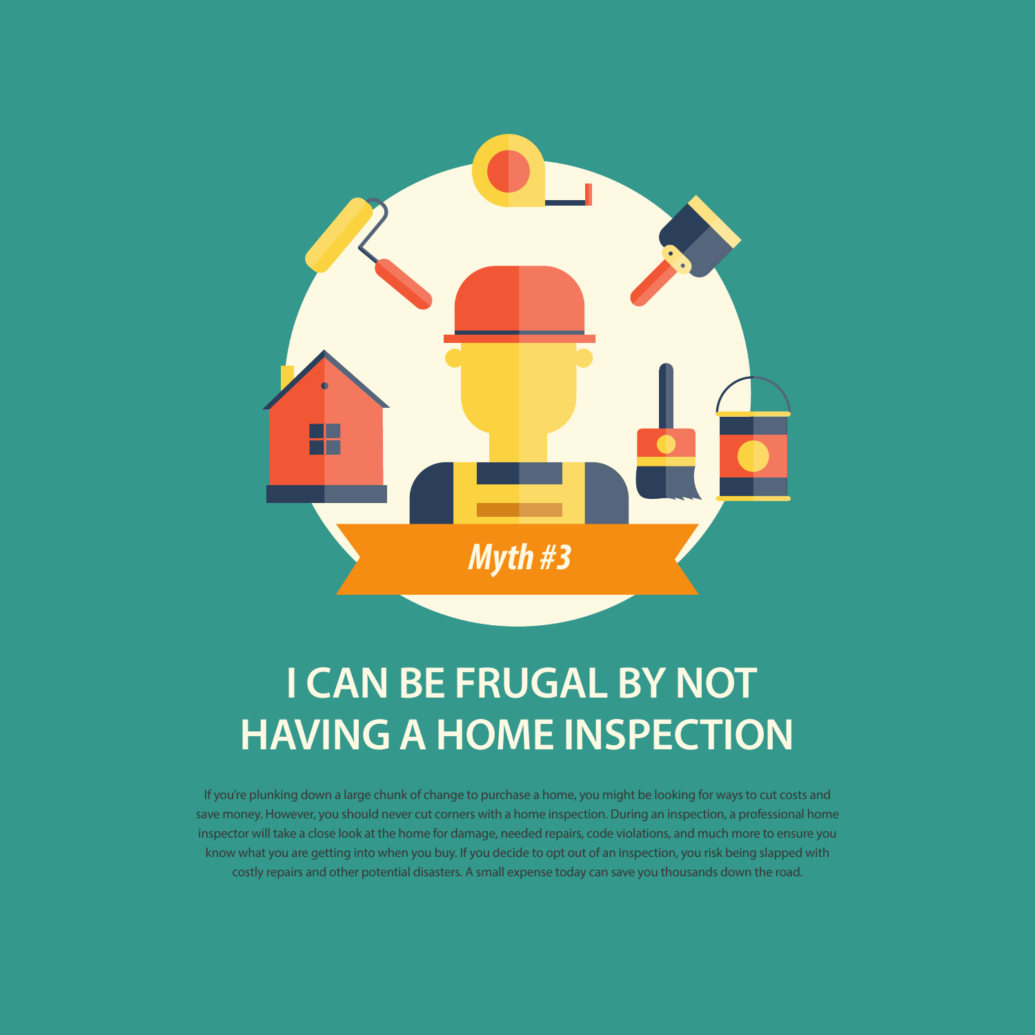*Myth #3*

# I CAN BE FRUGAL BY NOT HAVING A HOME INSPECTION

If you're plunking down a large chunk of change to purchase a home, you might be looking for ways to cut costs and save money. However, you should never cut corners with a home inspection. During an inspection, a professional home inspector will take a close look at the home for damage, needed repairs, code violations, and much more to ensure you know what you are getting into when you buy. If you decide to opt out of an inspection, you risk being slapped with costly repairs and other potential disasters. A small expense today can save you thousands down the road.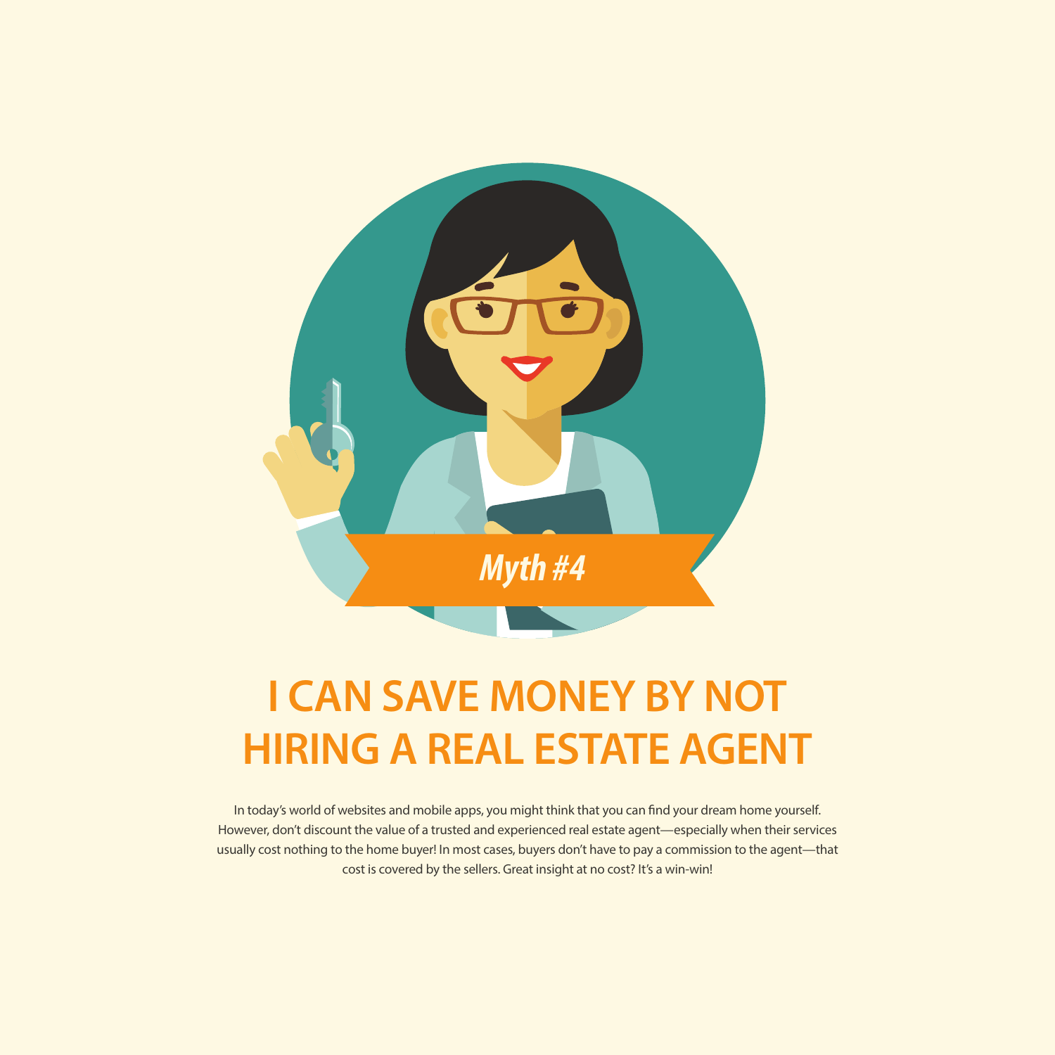Myth #4

# I CAN SAVE MONEY BY NOT HIRING A REAL ESTATE AGENT

In today's world of websites and mobile apps, you might think that you can find your dream home yourself. However, don't discount the value of a trusted and experienced real estate agent—especially when their services usually cost nothing to the home buyer! In most cases, buyers don't have to pay a commission to the agent—that cost is covered by the sellers. Great insight at no cost? It's a win-win!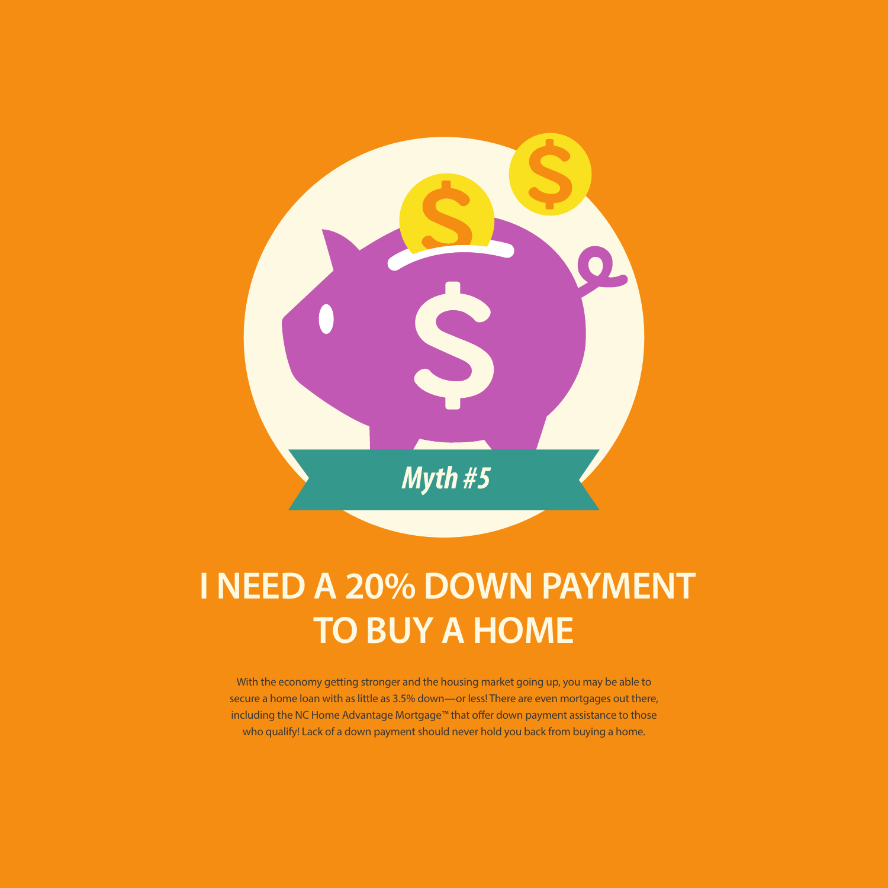*Myth #5*

# I NEED A 20% DOWN PAYMENT TO BUY A HOME

With the economy getting stronger and the housing market going up, you may be able to secure a home loan with as little as 3.5% down—or less! There are even mortgages out there, including the NC Home Advantage Mortgage™ that offer down payment assistance to those who qualify! Lack of a down payment should never hold you back from buying a home.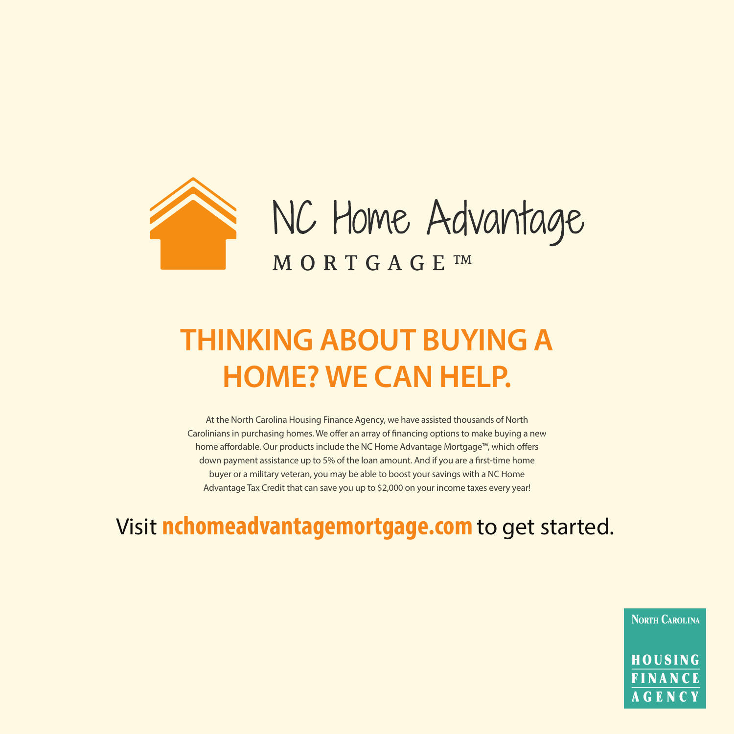NC Home Advantage

MORTGAGE™

# THINKING ABOUT BUYING A HOME? WE CAN HELP.

At the North Carolina Housing Finance Agency, we have assisted thousands of North Carolinians in purchasing homes. We offer an array of financing options to make buying a new home affordable. Our products include the NC Home Advantage Mortgage™, which offers down payment assistance up to 5% of the loan amount. And if you are a first-time home buyer or a military veteran, you may be able to boost your savings with a NC Home Advantage Tax Credit that can save you up to $2,000 on your income taxes every year!

Visit **nchomeadvantagemortgage.com** to get started.

North Carolina
HOUSING
FINANCE
AGENCY